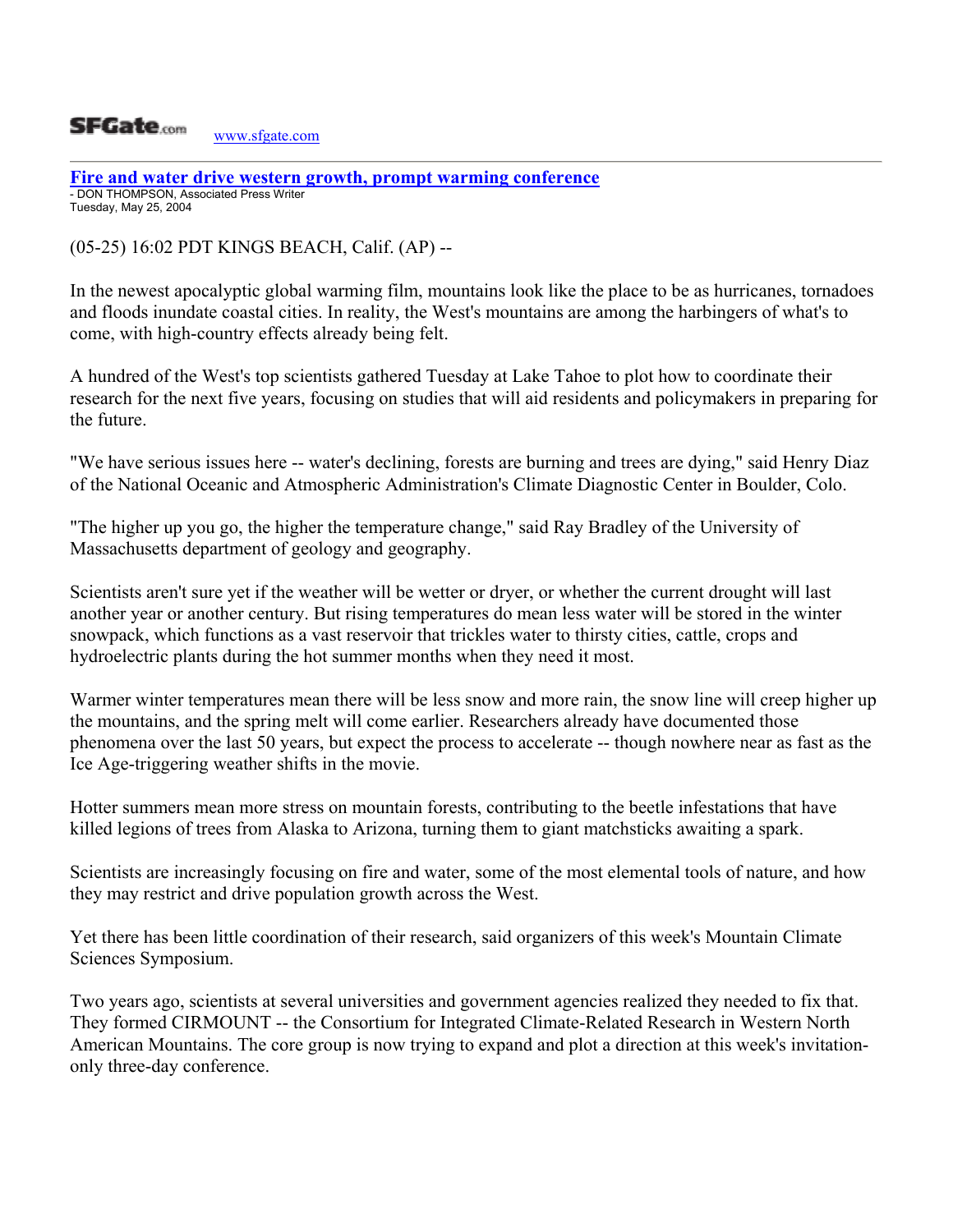SFGate.com www.sfgate.com

# Fire and water drive western growth, prompt warming conference

- DON THOMPSON, Associated Press Writer
Tuesday, May 25, 2004

(05-25) 16:02 PDT KINGS BEACH, Calif. (AP) --

In the newest apocalyptic global warming film, mountains look like the place to be as hurricanes, tornadoes and floods inundate coastal cities. In reality, the West's mountains are among the harbingers of what's to come, with high-country effects already being felt.

A hundred of the West's top scientists gathered Tuesday at Lake Tahoe to plot how to coordinate their research for the next five years, focusing on studies that will aid residents and policymakers in preparing for the future.

"We have serious issues here -- water's declining, forests are burning and trees are dying," said Henry Diaz of the National Oceanic and Atmospheric Administration's Climate Diagnostic Center in Boulder, Colo.

"The higher up you go, the higher the temperature change," said Ray Bradley of the University of Massachusetts department of geology and geography.

Scientists aren't sure yet if the weather will be wetter or dryer, or whether the current drought will last another year or another century. But rising temperatures do mean less water will be stored in the winter snowpack, which functions as a vast reservoir that trickles water to thirsty cities, cattle, crops and hydroelectric plants during the hot summer months when they need it most.

Warmer winter temperatures mean there will be less snow and more rain, the snow line will creep higher up the mountains, and the spring melt will come earlier. Researchers already have documented those phenomena over the last 50 years, but expect the process to accelerate -- though nowhere near as fast as the Ice Age-triggering weather shifts in the movie.

Hotter summers mean more stress on mountain forests, contributing to the beetle infestations that have killed legions of trees from Alaska to Arizona, turning them to giant matchsticks awaiting a spark.

Scientists are increasingly focusing on fire and water, some of the most elemental tools of nature, and how they may restrict and drive population growth across the West.

Yet there has been little coordination of their research, said organizers of this week's Mountain Climate Sciences Symposium.

Two years ago, scientists at several universities and government agencies realized they needed to fix that. They formed CIRMOUNT -- the Consortium for Integrated Climate-Related Research in Western North American Mountains. The core group is now trying to expand and plot a direction at this week's invitation-only three-day conference.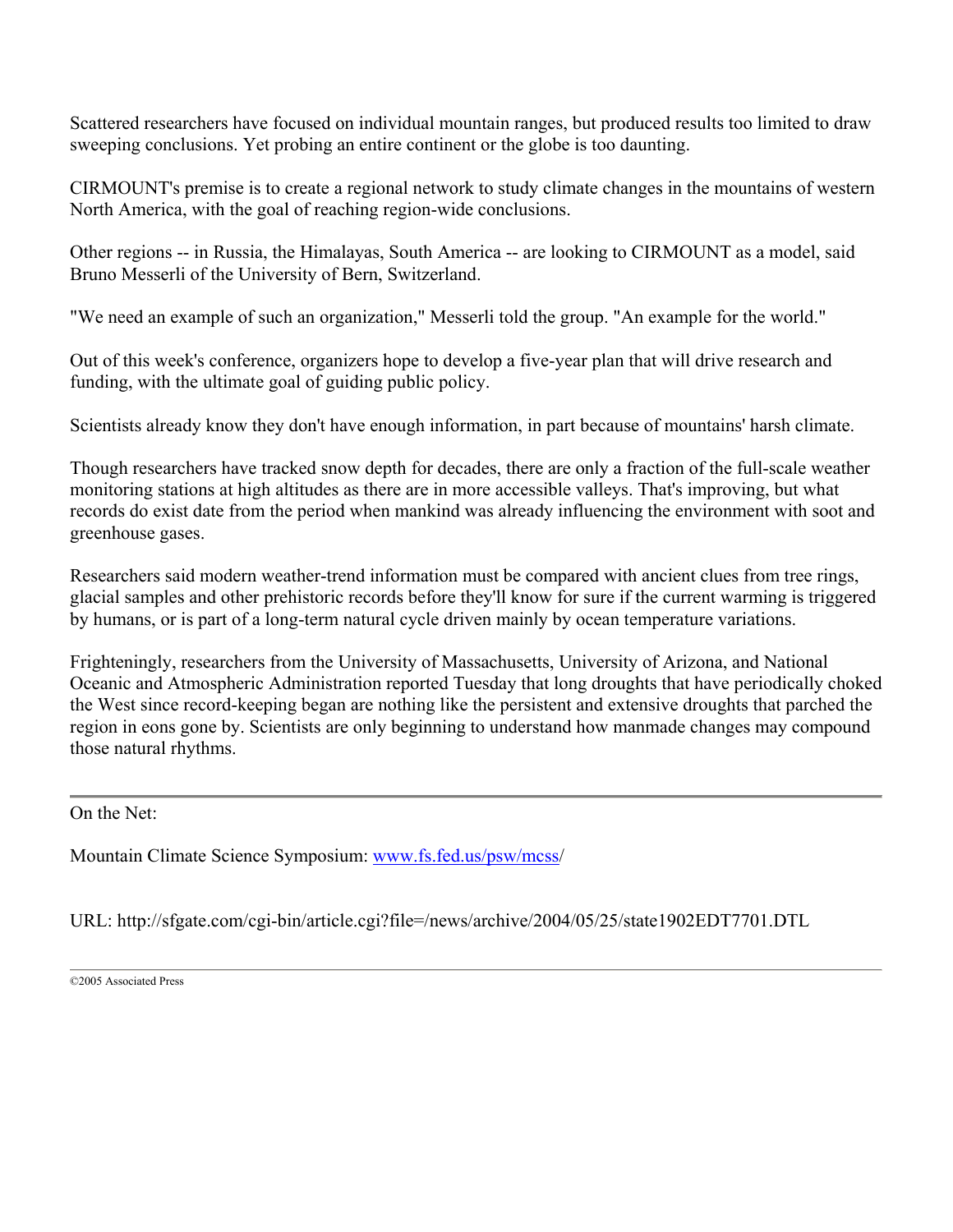Scattered researchers have focused on individual mountain ranges, but produced results too limited to draw sweeping conclusions. Yet probing an entire continent or the globe is too daunting.

CIRMOUNT's premise is to create a regional network to study climate changes in the mountains of western North America, with the goal of reaching region-wide conclusions.

Other regions -- in Russia, the Himalayas, South America -- are looking to CIRMOUNT as a model, said Bruno Messerli of the University of Bern, Switzerland.

"We need an example of such an organization," Messerli told the group. "An example for the world."

Out of this week's conference, organizers hope to develop a five-year plan that will drive research and funding, with the ultimate goal of guiding public policy.

Scientists already know they don't have enough information, in part because of mountains' harsh climate.

Though researchers have tracked snow depth for decades, there are only a fraction of the full-scale weather monitoring stations at high altitudes as there are in more accessible valleys. That's improving, but what records do exist date from the period when mankind was already influencing the environment with soot and greenhouse gases.

Researchers said modern weather-trend information must be compared with ancient clues from tree rings, glacial samples and other prehistoric records before they'll know for sure if the current warming is triggered by humans, or is part of a long-term natural cycle driven mainly by ocean temperature variations.

Frighteningly, researchers from the University of Massachusetts, University of Arizona, and National Oceanic and Atmospheric Administration reported Tuesday that long droughts that have periodically choked the West since record-keeping began are nothing like the persistent and extensive droughts that parched the region in eons gone by. Scientists are only beginning to understand how manmade changes may compound those natural rhythms.

---

On the Net:

Mountain Climate Science Symposium: [www.fs.fed.us/psw/mcss/](http://www.fs.fed.us/psw/mcss/)

URL: http://sfgate.com/cgi-bin/article.cgi?file=/news/archive/2004/05/25/state1902EDT7701.DTL

---

©2005 Associated Press